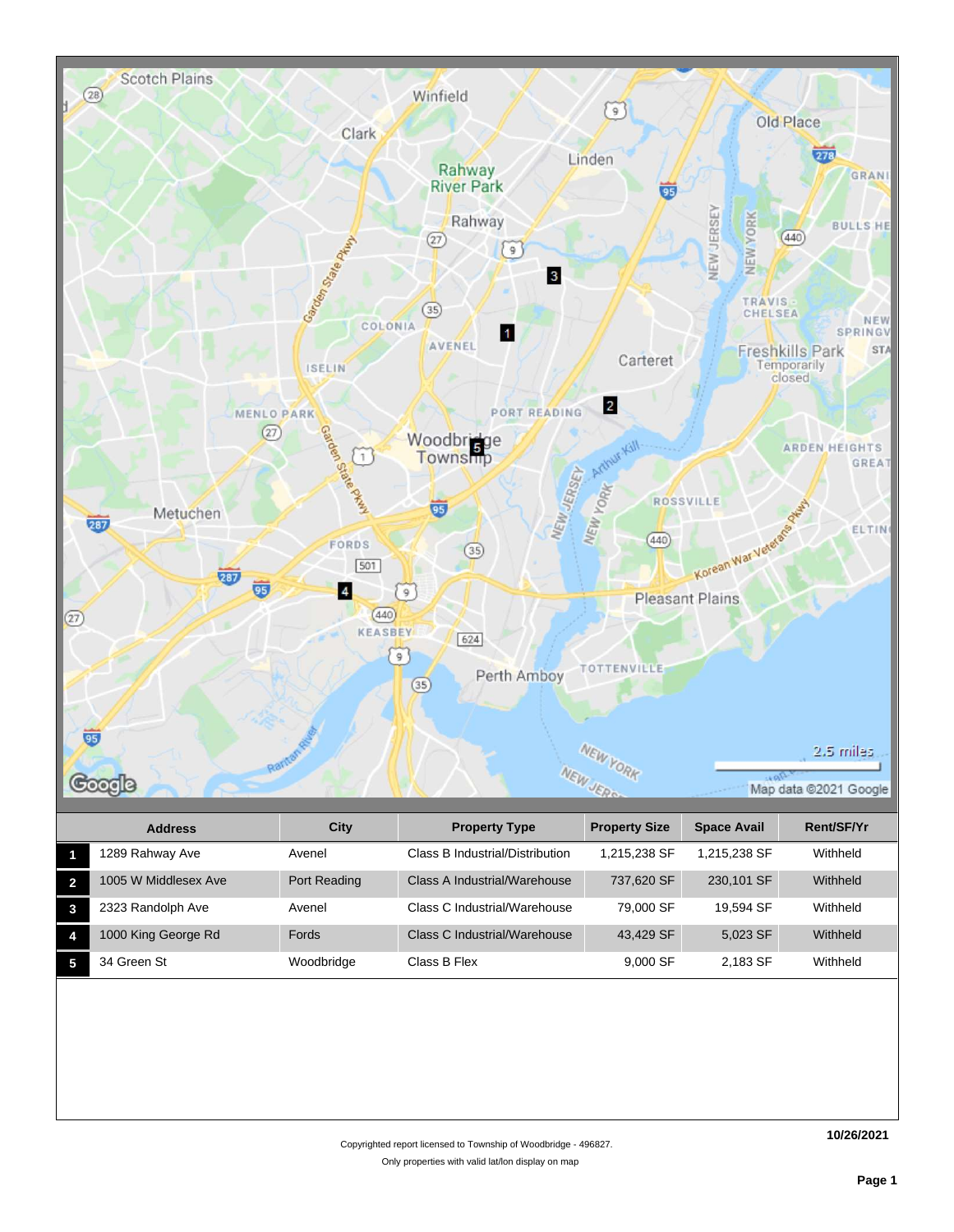| | Address | City | Property Type | Property Size | Space Avail | Rent/SF/Yr |
|---|---|---|---|---|---|---|
| 1 | 1289 Rahway Ave | Avenel | Class B Industrial/Distribution | 1,215,238 SF | 1,215,238 SF | Withheld |
| 2 | 1005 W Middlesex Ave | Port Reading | Class A Industrial/Warehouse | 737,620 SF | 230,101 SF | Withheld |
| 3 | 2323 Randolph Ave | Avenel | Class C Industrial/Warehouse | 79,000 SF | 19,594 SF | Withheld |
| 4 | 1000 King George Rd | Fords | Class C Industrial/Warehouse | 43,429 SF | 5,023 SF | Withheld |
| 5 | 34 Green St | Woodbridge | Class B Flex | 9,000 SF | 2,183 SF | Withheld |

10/26/2021

Copyrighted report licensed to Township of Woodbridge - 496827.

Only properties with valid lat/lon display on map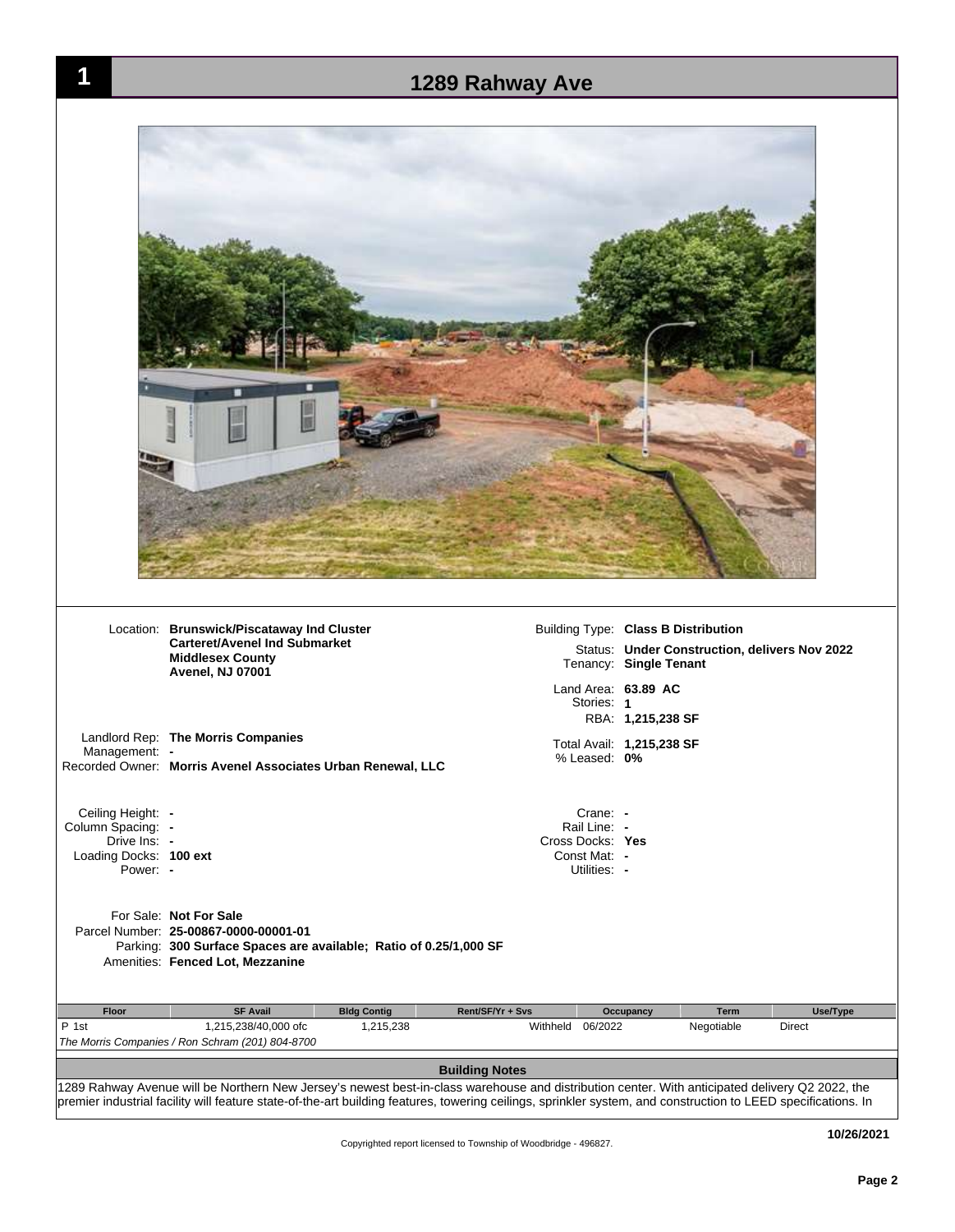# 1 1289 Rahway Ave

Location: **Brunswick/Piscataway Ind Cluster**
**Carteret/Avenel Ind Submarket**
**Middlesex County**
**Avenel, NJ 07001**

Landlord Rep: **The Morris Companies**
Management: **-**
Recorded Owner: **Morris Avenel Associates Urban Renewal, LLC**

Building Type: **Class B Distribution**
Status: **Under Construction, delivers Nov 2022**
Tenancy: **Single Tenant**

Land Area: **63.89 AC**
Stories: **1**
RBA: **1,215,238 SF**

Total Avail: **1,215,238 SF**
% Leased: **0%**

Ceiling Height: **-**
Column Spacing: **-**
Drive Ins: **-**
Loading Docks: **100 ext**
Power: **-**

Crane: **-**
Rail Line: **-**
Cross Docks: **Yes**
Const Mat: **-**
Utilities: **-**

For Sale: **Not For Sale**
Parcel Number: **25-00867-0000-00001-01**
Parking: **300 Surface Spaces are available; Ratio of 0.25/1,000 SF**
Amenities: **Fenced Lot, Mezzanine**

| Floor | SF Avail | Bldg Contig | Rent/SF/Yr + Svs | Occupancy | Term | Use/Type |
|---|---|---|---|---|---|---|
| P 1st | 1,215,238/40,000 ofc | 1,215,238 | Withheld | 06/2022 | Negotiable | Direct |

*The Morris Companies / Ron Schram (201) 804-8700*

## Building Notes

1289 Rahway Avenue will be Northern New Jersey's newest best-in-class warehouse and distribution center. With anticipated delivery Q2 2022, the premier industrial facility will feature state-of-the-art building features, towering ceilings, sprinkler system, and construction to LEED specifications. In

10/26/2021

Copyrighted report licensed to Township of Woodbridge - 496827.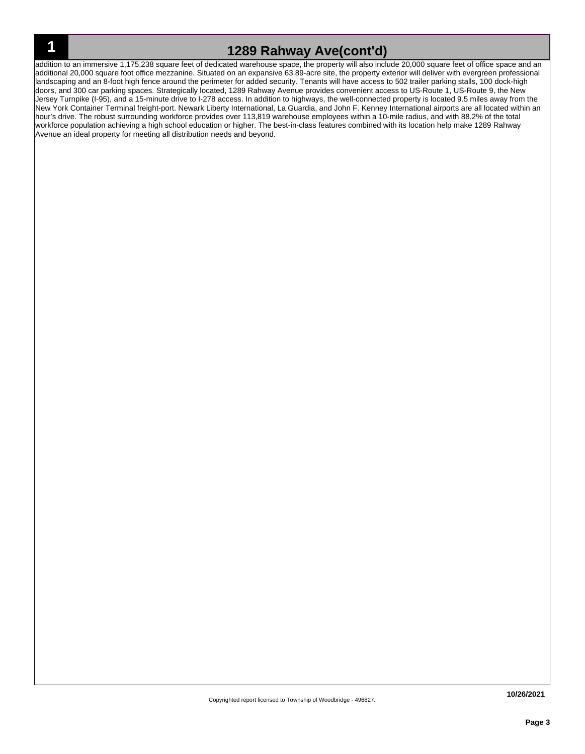## 1 1289 Rahway Ave(cont'd)

addition to an immersive 1,175,238 square feet of dedicated warehouse space, the property will also include 20,000 square feet of office space and an additional 20,000 square foot office mezzanine. Situated on an expansive 63.89-acre site, the property exterior will deliver with evergreen professional landscaping and an 8-foot high fence around the perimeter for added security. Tenants will have access to 502 trailer parking stalls, 100 dock-high doors, and 300 car parking spaces. Strategically located, 1289 Rahway Avenue provides convenient access to US-Route 1, US-Route 9, the New Jersey Turnpike (I-95), and a 15-minute drive to I-278 access. In addition to highways, the well-connected property is located 9.5 miles away from the New York Container Terminal freight-port. Newark Liberty International, La Guardia, and John F. Kenney International airports are all located within an hour's drive. The robust surrounding workforce provides over 113,819 warehouse employees within a 10-mile radius, and with 88.2% of the total workforce population achieving a high school education or higher. The best-in-class features combined with its location help make 1289 Rahway Avenue an ideal property for meeting all distribution needs and beyond.

Copyrighted report licensed to Township of Woodbridge - 496827.

10/26/2021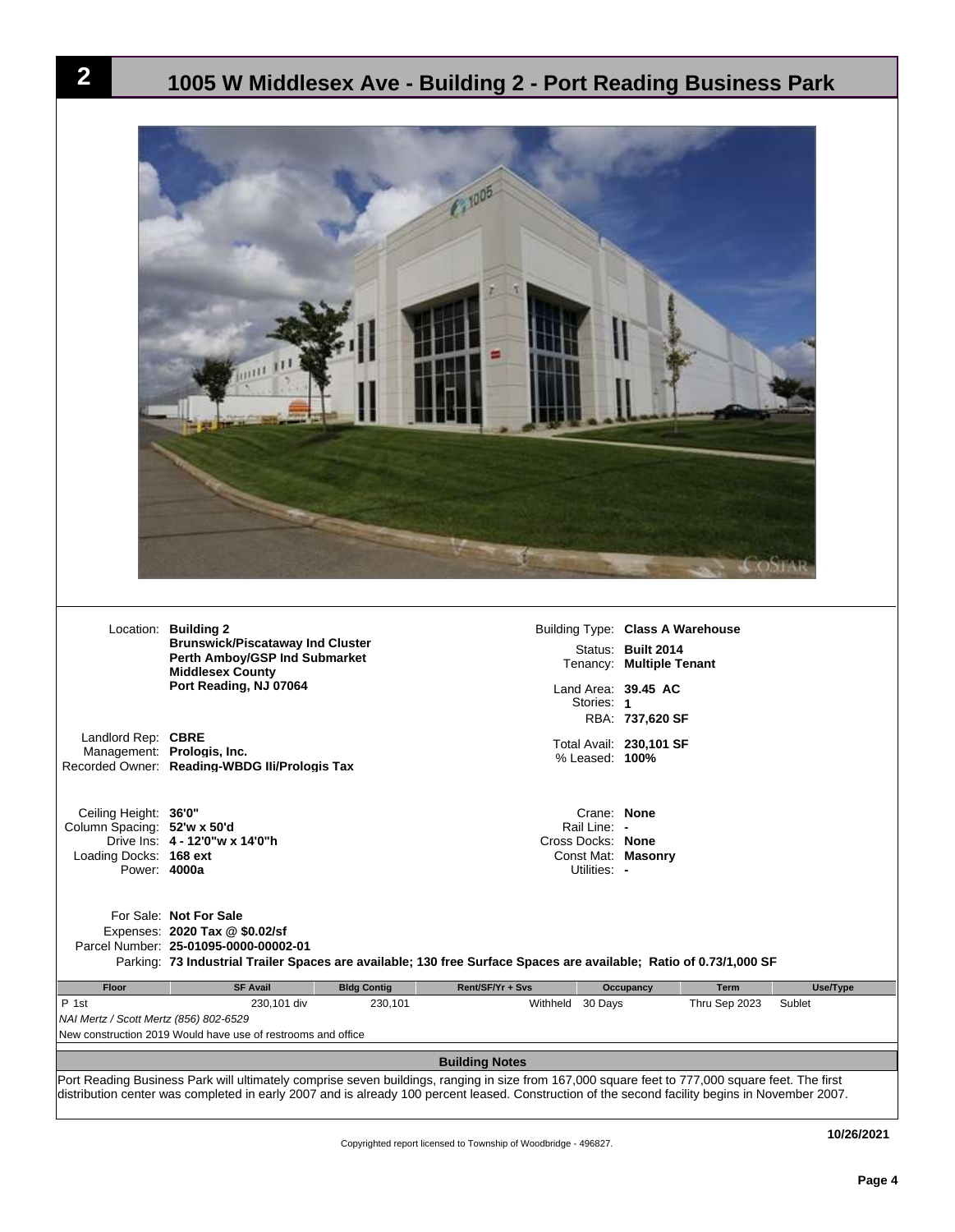# 2 1005 W Middlesex Ave - Building 2 - Port Reading Business Park

Location: **Building 2**
**Brunswick/Piscataway Ind Cluster**
**Perth Amboy/GSP Ind Submarket**
**Middlesex County**
**Port Reading, NJ 07064**

Building Type: **Class A Warehouse**
Status: **Built 2014**
Tenancy: **Multiple Tenant**

Land Area: **39.45 AC**
Stories: **1**
RBA: **737,620 SF**

Landlord Rep: **CBRE**
Management: **Prologis, Inc.**
Recorded Owner: **Reading-WBDG Iii/Prologis Tax**

Total Avail: **230,101 SF**
% Leased: **100%**

Ceiling Height: **36'0"**
Column Spacing: **52'w x 50'd**
Drive Ins: **4 - 12'0"w x 14'0"h**
Loading Docks: **168 ext**
Power: **4000a**

Crane: **None**
Rail Line: **-**
Cross Docks: **None**
Const Mat: **Masonry**
Utilities: **-**

For Sale: **Not For Sale**
Expenses: **2020 Tax @ $0.02/sf**
Parcel Number: **25-01095-0000-00002-01**
Parking: **73 Industrial Trailer Spaces are available; 130 free Surface Spaces are available; Ratio of 0.73/1,000 SF**

| Floor | SF Avail | Bldg Contig | Rent/SF/Yr + Svs | Occupancy | Term | Use/Type |
|---|---|---|---|---|---|---|
| P 1st | 230,101 div | 230,101 | Withheld | 30 Days | Thru Sep 2023 | Sublet |

*NAI Mertz / Scott Mertz (856) 802-6529*

New construction 2019 Would have use of restrooms and office

**Building Notes**

Port Reading Business Park will ultimately comprise seven buildings, ranging in size from 167,000 square feet to 777,000 square feet. The first distribution center was completed in early 2007 and is already 100 percent leased. Construction of the second facility begins in November 2007.

Copyrighted report licensed to Township of Woodbridge - 496827.

10/26/2021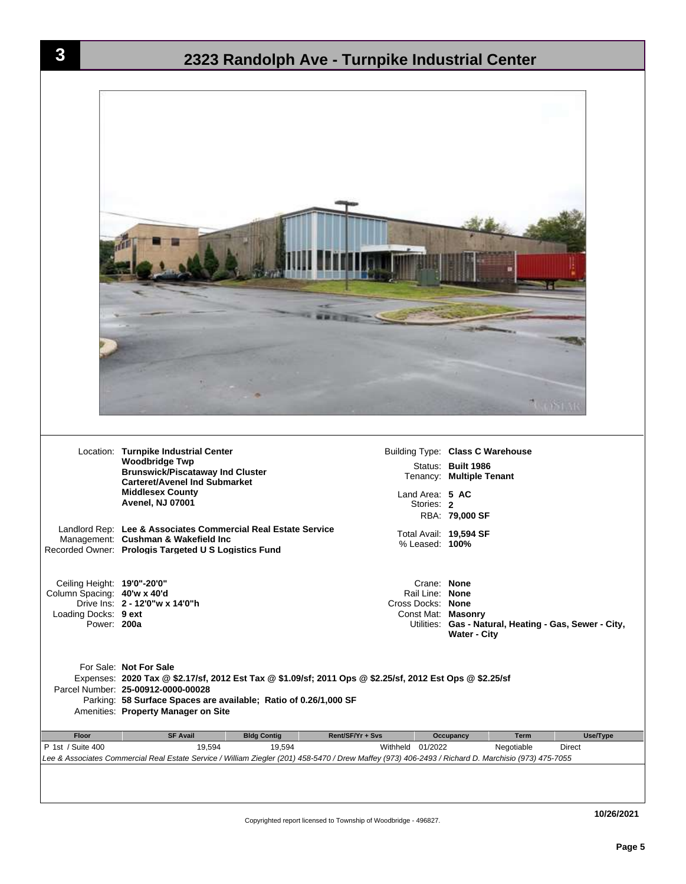# 3 — 2323 Randolph Ave - Turnpike Industrial Center

Location: **Turnpike Industrial Center**
**Woodbridge Twp**
**Brunswick/Piscataway Ind Cluster**
**Carteret/Avenel Ind Submarket**
**Middlesex County**
**Avenel, NJ 07001**

Landlord Rep: **Lee & Associates Commercial Real Estate Service**
Management: **Cushman & Wakefield Inc**
Recorded Owner: **Prologis Targeted U S Logistics Fund**

Building Type: **Class C Warehouse**
Status: **Built 1986**
Tenancy: **Multiple Tenant**

Land Area: **5 AC**
Stories: **2**
RBA: **79,000 SF**

Total Avail: **19,594 SF**
% Leased: **100%**

Ceiling Height: **19'0"-20'0"**
Column Spacing: **40'w x 40'd**
Drive Ins: **2 - 12'0"w x 14'0"h**
Loading Docks: **9 ext**
Power: **200a**

Crane: **None**
Rail Line: **None**
Cross Docks: **None**
Const Mat: **Masonry**
Utilities: **Gas - Natural, Heating - Gas, Sewer - City, Water - City**

For Sale: **Not For Sale**
Expenses: **2020 Tax @ $2.17/sf, 2012 Est Tax @ $1.09/sf; 2011 Ops @ $2.25/sf, 2012 Est Ops @ $2.25/sf**
Parcel Number: **25-00912-0000-00028**
Parking: **58 Surface Spaces are available; Ratio of 0.26/1,000 SF**
Amenities: **Property Manager on Site**

| Floor | SF Avail | Bldg Contig | Rent/SF/Yr + Svs | Occupancy | Term | Use/Type |
|---|---|---|---|---|---|---|
| P 1st / Suite 400 | 19,594 | 19,594 | Withheld | 01/2022 | Negotiable | Direct |

*Lee & Associates Commercial Real Estate Service / William Ziegler (201) 458-5470 / Drew Maffey (973) 406-2493 / Richard D. Marchisio (973) 475-7055*

10/26/2021

Copyrighted report licensed to Township of Woodbridge - 496827.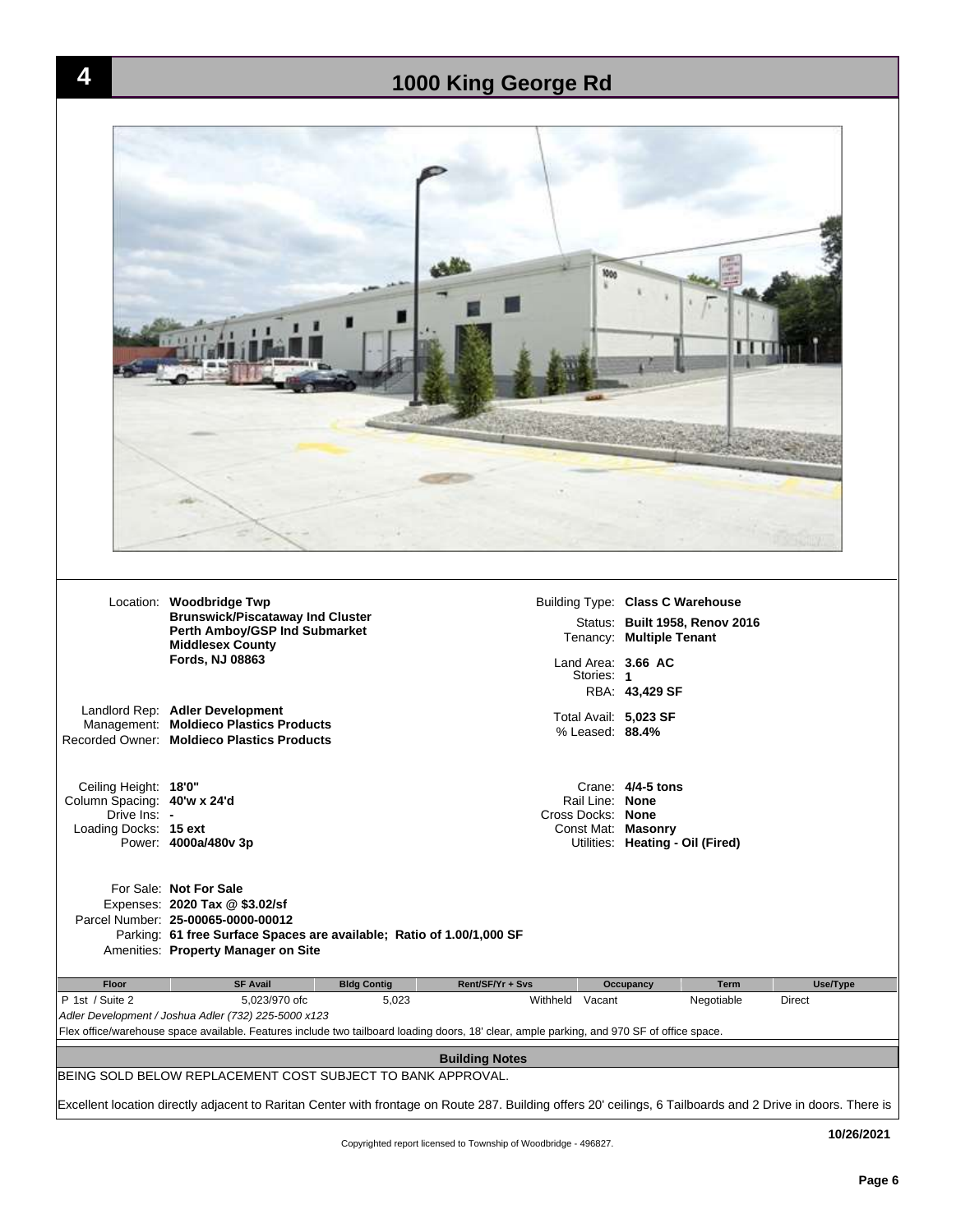# 4 1000 King George Rd

Location: **Woodbridge Twp**
**Brunswick/Piscataway Ind Cluster**
**Perth Amboy/GSP Ind Submarket**
**Middlesex County**
**Fords, NJ 08863**

Landlord Rep: **Adler Development**
Management: **Moldieco Plastics Products**
Recorded Owner: **Moldieco Plastics Products**

Building Type: **Class C Warehouse**
Status: **Built 1958, Renov 2016**
Tenancy: **Multiple Tenant**
Land Area: **3.66 AC**
Stories: **1**
RBA: **43,429 SF**
Total Avail: **5,023 SF**
% Leased: **88.4%**

Ceiling Height: **18'0"**
Column Spacing: **40'w x 24'd**
Drive Ins: **-**
Loading Docks: **15 ext**
Power: **4000a/480v 3p**

Crane: **4/4-5 tons**
Rail Line: **None**
Cross Docks: **None**
Const Mat: **Masonry**
Utilities: **Heating - Oil (Fired)**

For Sale: **Not For Sale**
Expenses: **2020 Tax @ $3.02/sf**
Parcel Number: **25-00065-0000-00012**
Parking: **61 free Surface Spaces are available; Ratio of 1.00/1,000 SF**
Amenities: **Property Manager on Site**

| Floor | SF Avail | Bldg Contig | Rent/SF/Yr + Svs | Occupancy | Term | Use/Type |
|---|---|---|---|---|---|---|
| P 1st / Suite 2 | 5,023/970 ofc | 5,023 | Withheld | Vacant | Negotiable | Direct |

*Adler Development / Joshua Adler (732) 225-5000 x123*

Flex office/warehouse space available. Features include two tailboard loading doors, 18' clear, ample parking, and 970 SF of office space.

## Building Notes

BEING SOLD BELOW REPLACEMENT COST SUBJECT TO BANK APPROVAL.

Excellent location directly adjacent to Raritan Center with frontage on Route 287. Building offers 20' ceilings, 6 Tailboards and 2 Drive in doors. There is

Copyrighted report licensed to Township of Woodbridge - 496827.

10/26/2021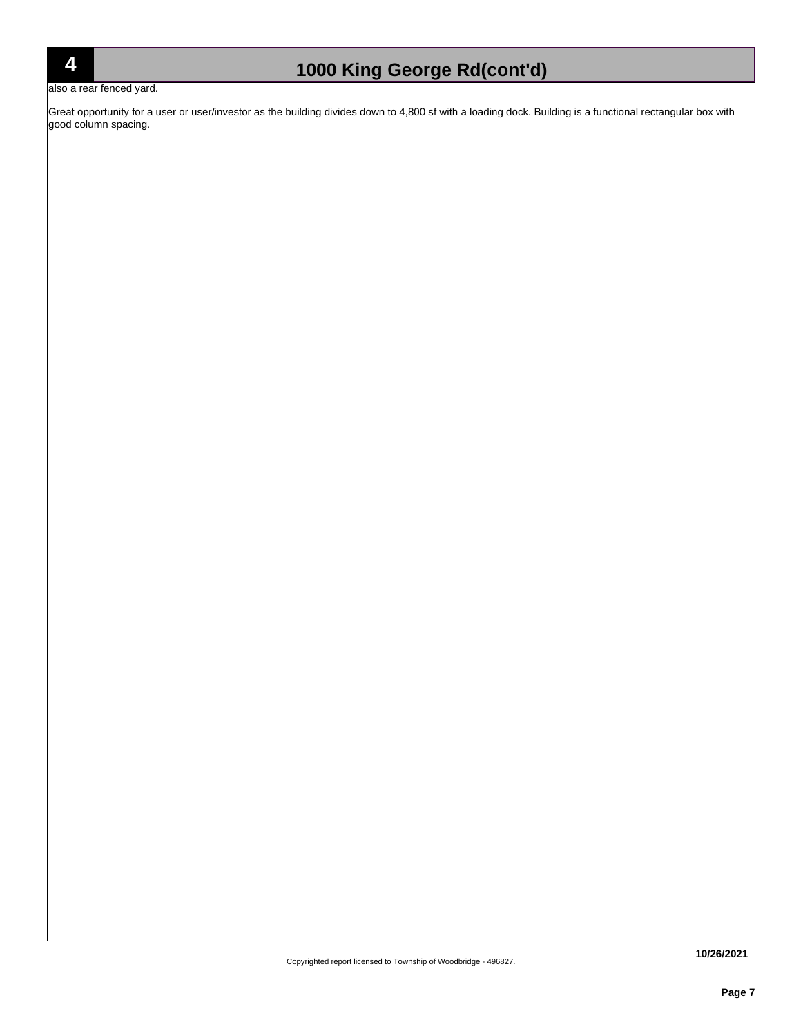# 4 1000 King George Rd(cont'd)

also a rear fenced yard.

Great opportunity for a user or user/investor as the building divides down to 4,800 sf with a loading dock. Building is a functional rectangular box with good column spacing.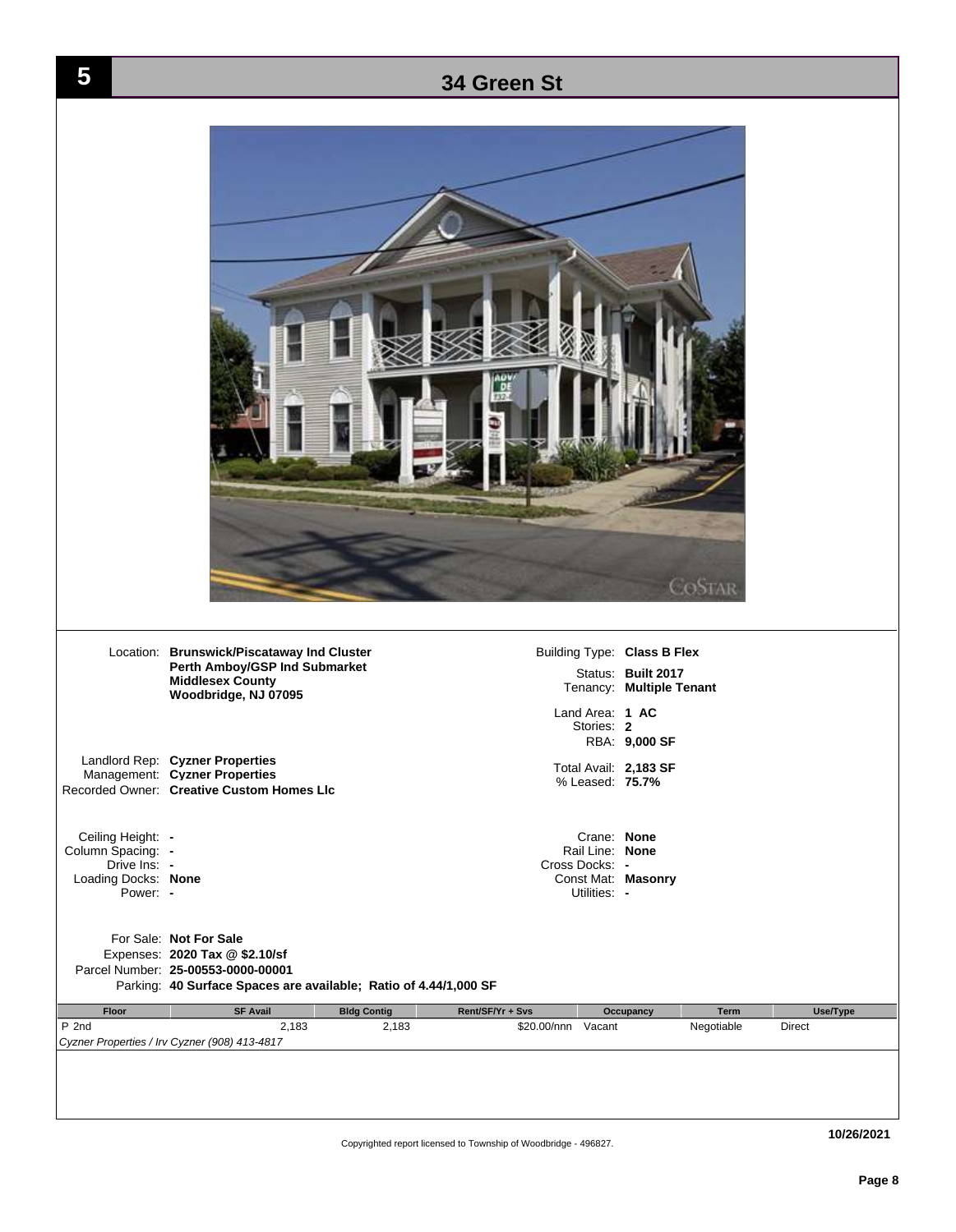# 5 34 Green St

Location: **Brunswick/Piscataway Ind Cluster**
**Perth Amboy/GSP Ind Submarket**
**Middlesex County**
**Woodbridge, NJ 07095**

Building Type: **Class B Flex**
Status: **Built 2017**
Tenancy: **Multiple Tenant**

Land Area: **1 AC**
Stories: **2**
RBA: **9,000 SF**

Landlord Rep: **Cyzner Properties**
Management: **Cyzner Properties**
Recorded Owner: **Creative Custom Homes Llc**

Total Avail: **2,183 SF**
% Leased: **75.7%**

Ceiling Height: **-**
Column Spacing: **-**
Drive Ins: **-**
Loading Docks: **None**
Power: **-**

Crane: **None**
Rail Line: **None**
Cross Docks: **-**
Const Mat: **Masonry**
Utilities: **-**

For Sale: **Not For Sale**
Expenses: **2020 Tax @ $2.10/sf**
Parcel Number: **25-00553-0000-00001**
Parking: **40 Surface Spaces are available; Ratio of 4.44/1,000 SF**

| Floor | SF Avail | Bldg Contig | Rent/SF/Yr + Svs | Occupancy | Term | Use/Type |
|---|---|---|---|---|---|---|
| P 2nd | 2,183 | 2,183 | $20.00/nnn | Vacant | Negotiable | Direct |

*Cyzner Properties / Irv Cyzner (908) 413-4817*

Copyrighted report licensed to Township of Woodbridge - 496827.

10/26/2021